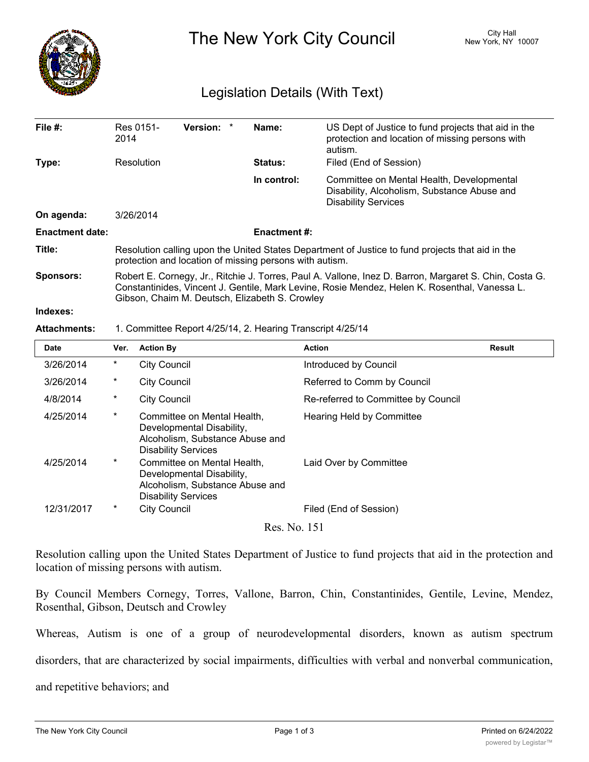# The New York City Council

City Hall
New York, NY 10007

## Legislation Details (With Text)

| | | | |
|---|---|---|---|
| **File #:** | Res 0151-2014 **Version:** * | **Name:** | US Dept of Justice to fund projects that aid in the protection and location of missing persons with autism. |
| **Type:** | Resolution | **Status:** | Filed (End of Session) |
| | | **In control:** | Committee on Mental Health, Developmental Disability, Alcoholism, Substance Abuse and Disability Services |
| **On agenda:** | 3/26/2014 | | |
| **Enactment date:** | | **Enactment #:** | |

**Title:** Resolution calling upon the United States Department of Justice to fund projects that aid in the protection and location of missing persons with autism.

**Sponsors:** Robert E. Cornegy, Jr., Ritchie J. Torres, Paul A. Vallone, Inez D. Barron, Margaret S. Chin, Costa G. Constantinides, Vincent J. Gentile, Mark Levine, Rosie Mendez, Helen K. Rosenthal, Vanessa L. Gibson, Chaim M. Deutsch, Elizabeth S. Crowley

**Indexes:**

**Attachments:** 1. Committee Report 4/25/14, 2. Hearing Transcript 4/25/14

| Date | Ver. | Action By | Action | Result |
|---|---|---|---|---|
| 3/26/2014 | * | City Council | Introduced by Council | |
| 3/26/2014 | * | City Council | Referred to Comm by Council | |
| 4/8/2014 | * | City Council | Re-referred to Committee by Council | |
| 4/25/2014 | * | Committee on Mental Health, Developmental Disability, Alcoholism, Substance Abuse and Disability Services | Hearing Held by Committee | |
| 4/25/2014 | * | Committee on Mental Health, Developmental Disability, Alcoholism, Substance Abuse and Disability Services | Laid Over by Committee | |
| 12/31/2017 | * | City Council | Filed (End of Session) | |

Res. No. 151

Resolution calling upon the United States Department of Justice to fund projects that aid in the protection and location of missing persons with autism.

By Council Members Cornegy, Torres, Vallone, Barron, Chin, Constantinides, Gentile, Levine, Mendez, Rosenthal, Gibson, Deutsch and Crowley

Whereas, Autism is one of a group of neurodevelopmental disorders, known as autism spectrum disorders, that are characterized by social impairments, difficulties with verbal and nonverbal communication, and repetitive behaviors; and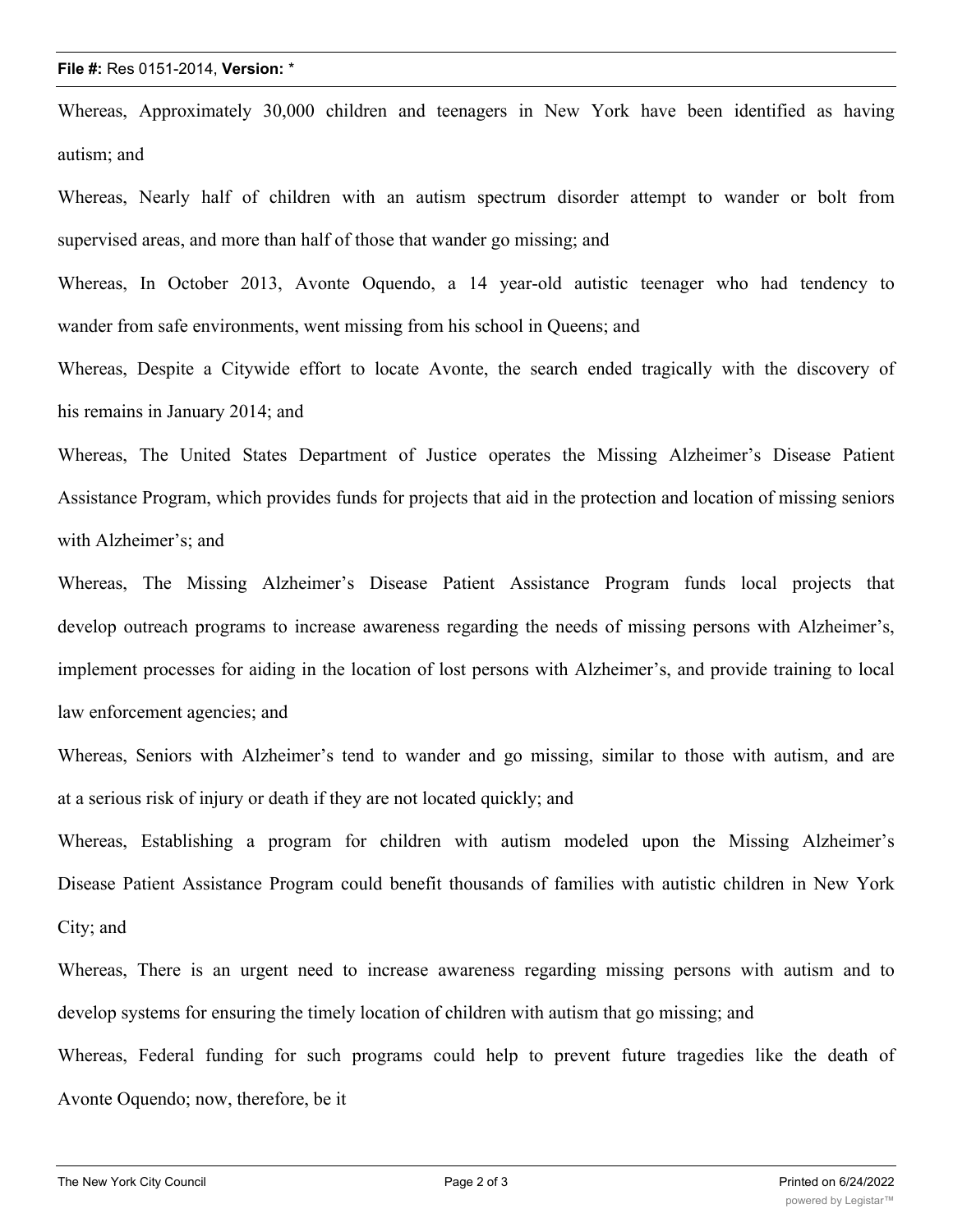Whereas, Approximately 30,000 children and teenagers in New York have been identified as having autism; and

Whereas, Nearly half of children with an autism spectrum disorder attempt to wander or bolt from supervised areas, and more than half of those that wander go missing; and

Whereas, In October 2013, Avonte Oquendo, a 14 year-old autistic teenager who had tendency to wander from safe environments, went missing from his school in Queens; and

Whereas, Despite a Citywide effort to locate Avonte, the search ended tragically with the discovery of his remains in January 2014; and

Whereas, The United States Department of Justice operates the Missing Alzheimer's Disease Patient Assistance Program, which provides funds for projects that aid in the protection and location of missing seniors with Alzheimer's; and

Whereas, The Missing Alzheimer's Disease Patient Assistance Program funds local projects that develop outreach programs to increase awareness regarding the needs of missing persons with Alzheimer's, implement processes for aiding in the location of lost persons with Alzheimer's, and provide training to local law enforcement agencies; and

Whereas, Seniors with Alzheimer's tend to wander and go missing, similar to those with autism, and are at a serious risk of injury or death if they are not located quickly; and

Whereas, Establishing a program for children with autism modeled upon the Missing Alzheimer's Disease Patient Assistance Program could benefit thousands of families with autistic children in New York City; and

Whereas, There is an urgent need to increase awareness regarding missing persons with autism and to develop systems for ensuring the timely location of children with autism that go missing; and

Whereas, Federal funding for such programs could help to prevent future tragedies like the death of Avonte Oquendo; now, therefore, be it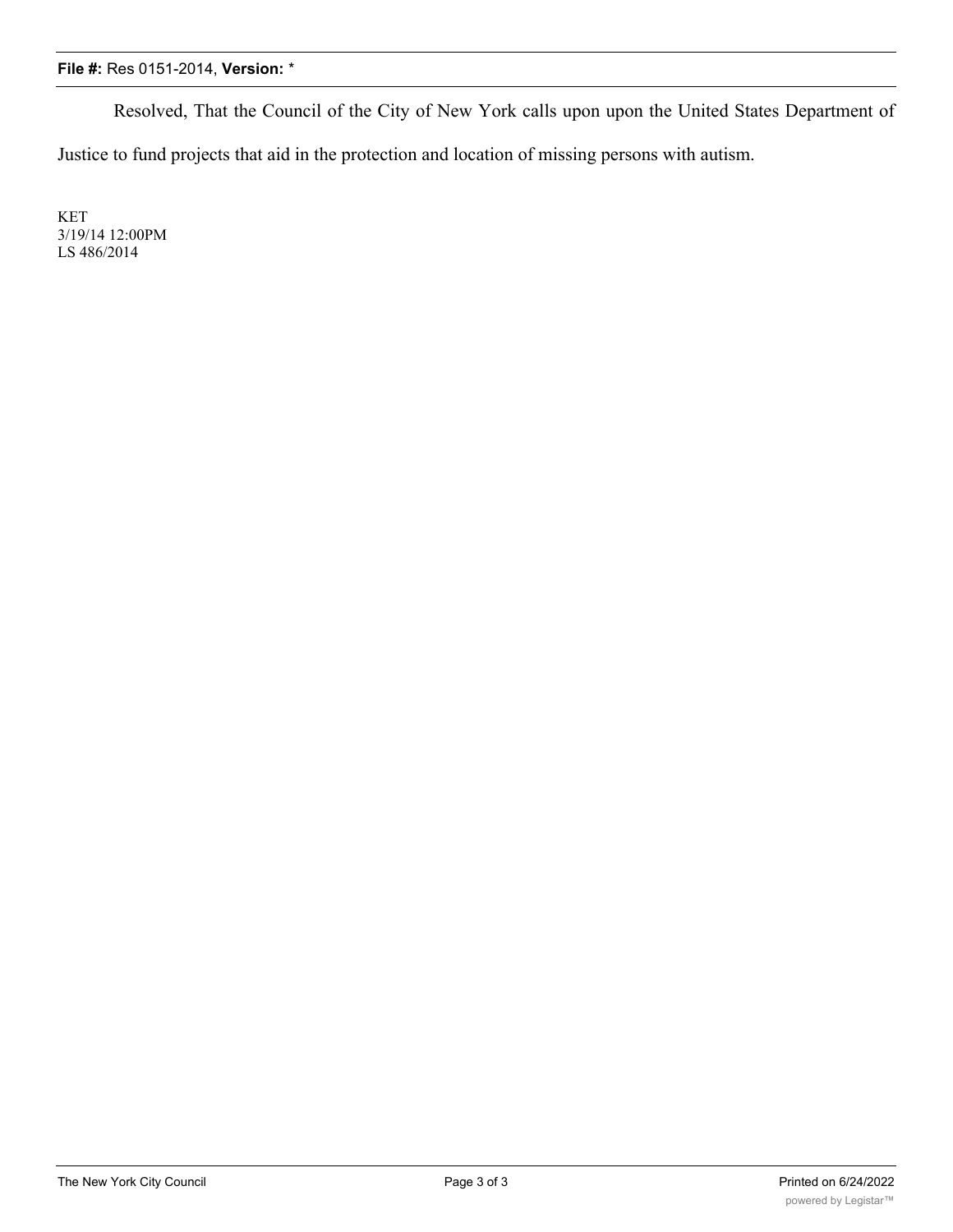Resolved, That the Council of the City of New York calls upon upon the United States Department of Justice to fund projects that aid in the protection and location of missing persons with autism.

KET
3/19/14 12:00PM
LS 486/2014